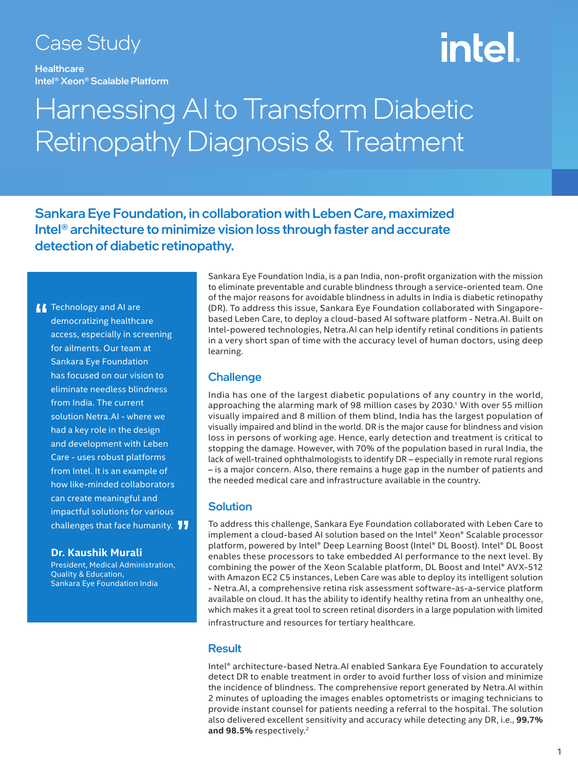Case Study

**Healthcare**
**Intel® Xeon® Scalable Platform**

# Harnessing AI to Transform Diabetic Retinopathy Diagnosis & Treatment

## Sankara Eye Foundation, in collaboration with Leben Care, maximized Intel® architecture to minimize vision loss through faster and accurate detection of diabetic retinopathy.

> "Technology and AI are democratizing healthcare access, especially in screening for ailments. Our team at Sankara Eye Foundation has focused on our vision to eliminate needless blindness from India. The current solution Netra.AI - where we had a key role in the design and development with Leben Care - uses robust platforms from Intel. It is an example of how like-minded collaborators can create meaningful and impactful solutions for various challenges that face humanity."
>
> **Dr. Kaushik Murali**
> President, Medical Administration, Quality & Education,
> Sankara Eye Foundation India

Sankara Eye Foundation India, is a pan India, non-profit organization with the mission to eliminate preventable and curable blindness through a service-oriented team. One of the major reasons for avoidable blindness in adults in India is diabetic retinopathy (DR). To address this issue, Sankara Eye Foundation collaborated with Singapore-based Leben Care, to deploy a cloud-based AI software platform - Netra.AI. Built on Intel-powered technologies, Netra.AI can help identify retinal conditions in patients in a very short span of time with the accuracy level of human doctors, using deep learning.

### Challenge

India has one of the largest diabetic populations of any country in the world, approaching the alarming mark of 98 million cases by 2030.[1] With over 55 million visually impaired and 8 million of them blind, India has the largest population of visually impaired and blind in the world. DR is the major cause for blindness and vision loss in persons of working age. Hence, early detection and treatment is critical to stopping the damage. However, with 70% of the population based in rural India, the lack of well-trained ophthalmologists to identify DR – especially in remote rural regions – is a major concern. Also, there remains a huge gap in the number of patients and the needed medical care and infrastructure available in the country.

### Solution

To address this challenge, Sankara Eye Foundation collaborated with Leben Care to implement a cloud-based AI solution based on the Intel® Xeon® Scalable processor platform, powered by Intel® Deep Learning Boost (Intel® DL Boost). Intel® DL Boost enables these processors to take embedded AI performance to the next level. By combining the power of the Xeon Scalable platform, DL Boost and Intel® AVX-512 with Amazon EC2 C5 instances, Leben Care was able to deploy its intelligent solution - Netra.AI, a comprehensive retina risk assessment software-as-a-service platform available on cloud. It has the ability to identify healthy retina from an unhealthy one, which makes it a great tool to screen retinal disorders in a large population with limited infrastructure and resources for tertiary healthcare.

### Result

Intel® architecture-based Netra.AI enabled Sankara Eye Foundation to accurately detect DR to enable treatment in order to avoid further loss of vision and minimize the incidence of blindness. The comprehensive report generated by Netra.AI within 2 minutes of uploading the images enables optometrists or imaging technicians to provide instant counsel for patients needing a referral to the hospital. The solution also delivered excellent sensitivity and accuracy while detecting any DR, i.e., **99.7% and 98.5%** respectively.[2]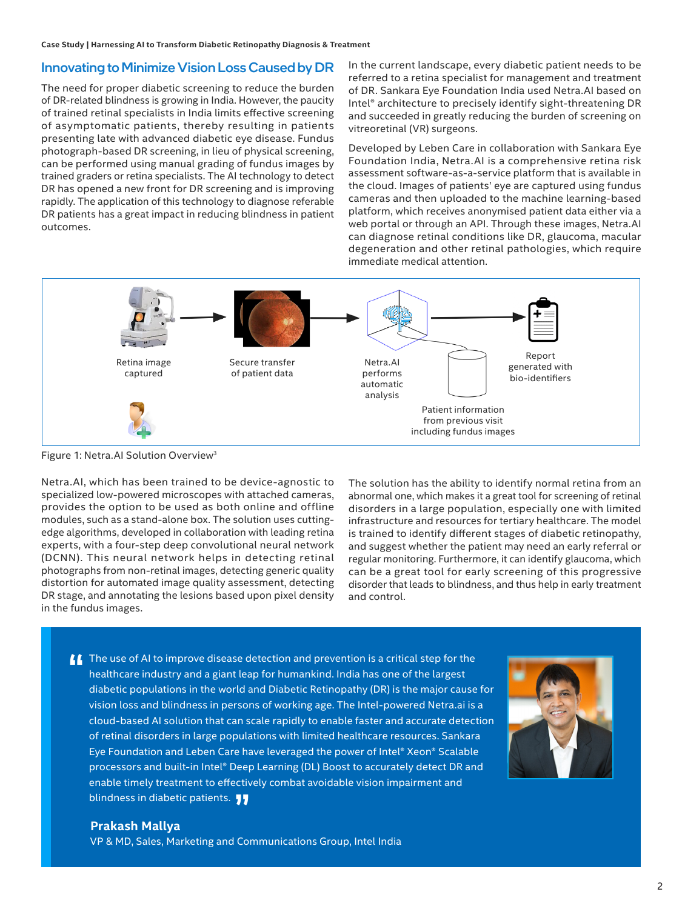## Innovating to Minimize Vision Loss Caused by DR

The need for proper diabetic screening to reduce the burden of DR-related blindness is growing in India. However, the paucity of trained retinal specialists in India limits effective screening of asymptomatic patients, thereby resulting in patients presenting late with advanced diabetic eye disease. Fundus photograph-based DR screening, in lieu of physical screening, can be performed using manual grading of fundus images by trained graders or retina specialists. The AI technology to detect DR has opened a new front for DR screening and is improving rapidly. The application of this technology to diagnose referable DR patients has a great impact in reducing blindness in patient outcomes.

In the current landscape, every diabetic patient needs to be referred to a retina specialist for management and treatment of DR. Sankara Eye Foundation India used Netra.AI based on Intel® architecture to precisely identify sight-threatening DR and succeeded in greatly reducing the burden of screening on vitreoretinal (VR) surgeons.

Developed by Leben Care in collaboration with Sankara Eye Foundation India, Netra.AI is a comprehensive retina risk assessment software-as-a-service platform that is available in the cloud. Images of patients' eye are captured using fundus cameras and then uploaded to the machine learning-based platform, which receives anonymised patient data either via a web portal or through an API. Through these images, Netra.AI can diagnose retinal conditions like DR, glaucoma, macular degeneration and other retinal pathologies, which require immediate medical attention.

Retina image captured → Secure transfer of patient data → Netra.AI performs automatic analysis → Report generated with bio-identifiers

Patient information from previous visit including fundus images

Figure 1: Netra.AI Solution Overview[3]

Netra.AI, which has been trained to be device-agnostic to specialized low-powered microscopes with attached cameras, provides the option to be used as both online and offline modules, such as a stand-alone box. The solution uses cutting-edge algorithms, developed in collaboration with leading retina experts, with a four-step deep convolutional neural network (DCNN). This neural network helps in detecting retinal photographs from non-retinal images, detecting generic quality distortion for automated image quality assessment, detecting DR stage, and annotating the lesions based upon pixel density in the fundus images.

The solution has the ability to identify normal retina from an abnormal one, which makes it a great tool for screening of retinal disorders in a large population, especially one with limited infrastructure and resources for tertiary healthcare. The model is trained to identify different stages of diabetic retinopathy, and suggest whether the patient may need an early referral or regular monitoring. Furthermore, it can identify glaucoma, which can be a great tool for early screening of this progressive disorder that leads to blindness, and thus help in early treatment and control.

> "The use of AI to improve disease detection and prevention is a critical step for the healthcare industry and a giant leap for humankind. India has one of the largest diabetic populations in the world and Diabetic Retinopathy (DR) is the major cause for vision loss and blindness in persons of working age. The Intel-powered Netra.ai is a cloud-based AI solution that can scale rapidly to enable faster and accurate detection of retinal disorders in large populations with limited healthcare resources. Sankara Eye Foundation and Leben Care have leveraged the power of Intel® Xeon® Scalable processors and built-in Intel® Deep Learning (DL) Boost to accurately detect DR and enable timely treatment to effectively combat avoidable vision impairment and blindness in diabetic patients."
>
> **Prakash Mallya**
> VP & MD, Sales, Marketing and Communications Group, Intel India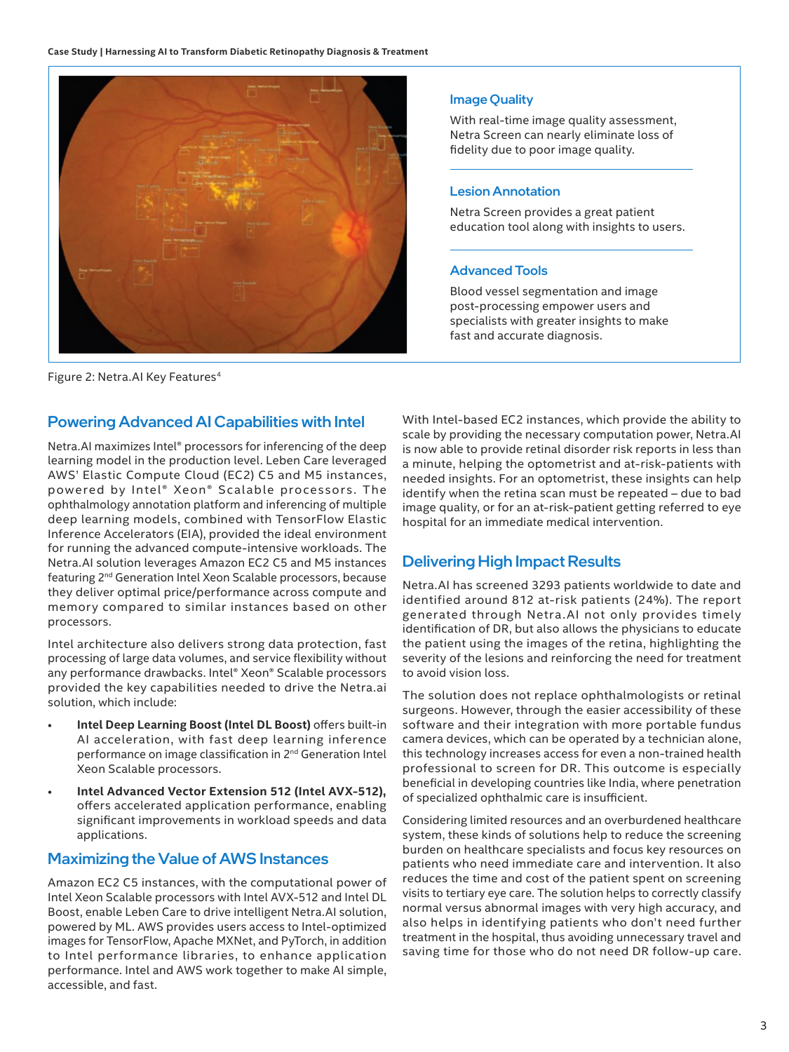### Image Quality

With real-time image quality assessment, Netra Screen can nearly eliminate loss of fidelity due to poor image quality.

### Lesion Annotation

Netra Screen provides a great patient education tool along with insights to users.

### Advanced Tools

Blood vessel segmentation and image post-processing empower users and specialists with greater insights to make fast and accurate diagnosis.

Figure 2: Netra.AI Key Features[4]

## Powering Advanced AI Capabilities with Intel

Netra.AI maximizes Intel® processors for inferencing of the deep learning model in the production level. Leben Care leveraged AWS' Elastic Compute Cloud (EC2) C5 and M5 instances, powered by Intel® Xeon® Scalable processors. The ophthalmology annotation platform and inferencing of multiple deep learning models, combined with TensorFlow Elastic Inference Accelerators (EIA), provided the ideal environment for running the advanced compute-intensive workloads. The Netra.AI solution leverages Amazon EC2 C5 and M5 instances featuring 2nd Generation Intel Xeon Scalable processors, because they deliver optimal price/performance across compute and memory compared to similar instances based on other processors.

Intel architecture also delivers strong data protection, fast processing of large data volumes, and service flexibility without any performance drawbacks. Intel® Xeon® Scalable processors provided the key capabilities needed to drive the Netra.ai solution, which include:

- **Intel Deep Learning Boost (Intel DL Boost)** offers built-in AI acceleration, with fast deep learning inference performance on image classification in 2nd Generation Intel Xeon Scalable processors.
- **Intel Advanced Vector Extension 512 (Intel AVX-512),** offers accelerated application performance, enabling significant improvements in workload speeds and data applications.

## Maximizing the Value of AWS Instances

Amazon EC2 C5 instances, with the computational power of Intel Xeon Scalable processors with Intel AVX-512 and Intel DL Boost, enable Leben Care to drive intelligent Netra.AI solution, powered by ML. AWS provides users access to Intel-optimized images for TensorFlow, Apache MXNet, and PyTorch, in addition to Intel performance libraries, to enhance application performance. Intel and AWS work together to make AI simple, accessible, and fast.

With Intel-based EC2 instances, which provide the ability to scale by providing the necessary computation power, Netra.AI is now able to provide retinal disorder risk reports in less than a minute, helping the optometrist and at-risk-patients with needed insights. For an optometrist, these insights can help identify when the retina scan must be repeated – due to bad image quality, or for an at-risk-patient getting referred to eye hospital for an immediate medical intervention.

## Delivering High Impact Results

Netra.AI has screened 3293 patients worldwide to date and identified around 812 at-risk patients (24%). The report generated through Netra.AI not only provides timely identification of DR, but also allows the physicians to educate the patient using the images of the retina, highlighting the severity of the lesions and reinforcing the need for treatment to avoid vision loss.

The solution does not replace ophthalmologists or retinal surgeons. However, through the easier accessibility of these software and their integration with more portable fundus camera devices, which can be operated by a technician alone, this technology increases access for even a non-trained health professional to screen for DR. This outcome is especially beneficial in developing countries like India, where penetration of specialized ophthalmic care is insufficient.

Considering limited resources and an overburdened healthcare system, these kinds of solutions help to reduce the screening burden on healthcare specialists and focus key resources on patients who need immediate care and intervention. It also reduces the time and cost of the patient spent on screening visits to tertiary eye care. The solution helps to correctly classify normal versus abnormal images with very high accuracy, and also helps in identifying patients who don't need further treatment in the hospital, thus avoiding unnecessary travel and saving time for those who do not need DR follow-up care.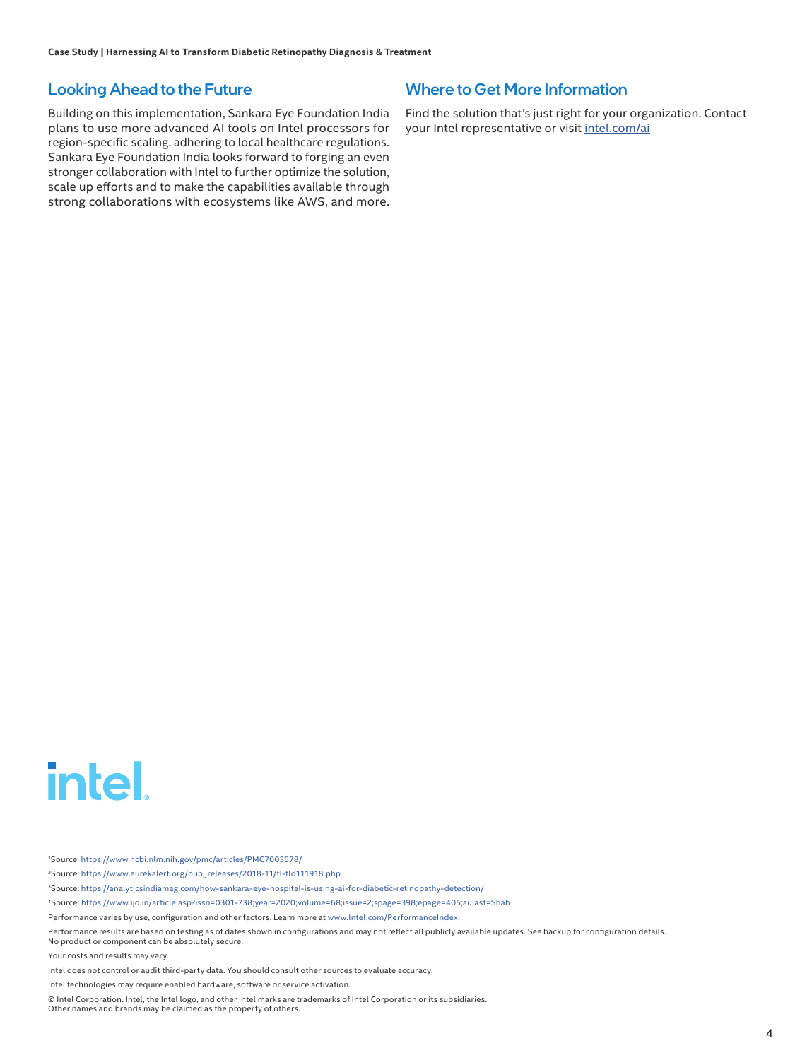## Looking Ahead to the Future

Building on this implementation, Sankara Eye Foundation India plans to use more advanced AI tools on Intel processors for region-specific scaling, adhering to local healthcare regulations. Sankara Eye Foundation India looks forward to forging an even stronger collaboration with Intel to further optimize the solution, scale up efforts and to make the capabilities available through strong collaborations with ecosystems like AWS, and more.

## Where to Get More Information

Find the solution that's just right for your organization. Contact your Intel representative or visit [intel.com/ai](intel.com/ai)

[1]Source: https://www.ncbi.nlm.nih.gov/pmc/articles/PMC7003578/

[2]Source: https://www.eurekalert.org/pub_releases/2018-11/tl-tld111918.php

[3]Source: https://analyticsindiamag.com/how-sankara-eye-hospital-is-using-ai-for-diabetic-retinopathy-detection/

[4]Source: https://www.ijo.in/article.asp?issn=0301-738;year=2020;volume=68;issue=2;spage=398;epage=405;aulast=Shah

Performance varies by use, configuration and other factors. Learn more at www.Intel.com/PerformanceIndex.

Performance results are based on testing as of dates shown in configurations and may not reflect all publicly available updates. See backup for configuration details. No product or component can be absolutely secure.

Your costs and results may vary.

Intel does not control or audit third-party data. You should consult other sources to evaluate accuracy.

Intel technologies may require enabled hardware, software or service activation.

© Intel Corporation. Intel, the Intel logo, and other Intel marks are trademarks of Intel Corporation or its subsidiaries. Other names and brands may be claimed as the property of others.